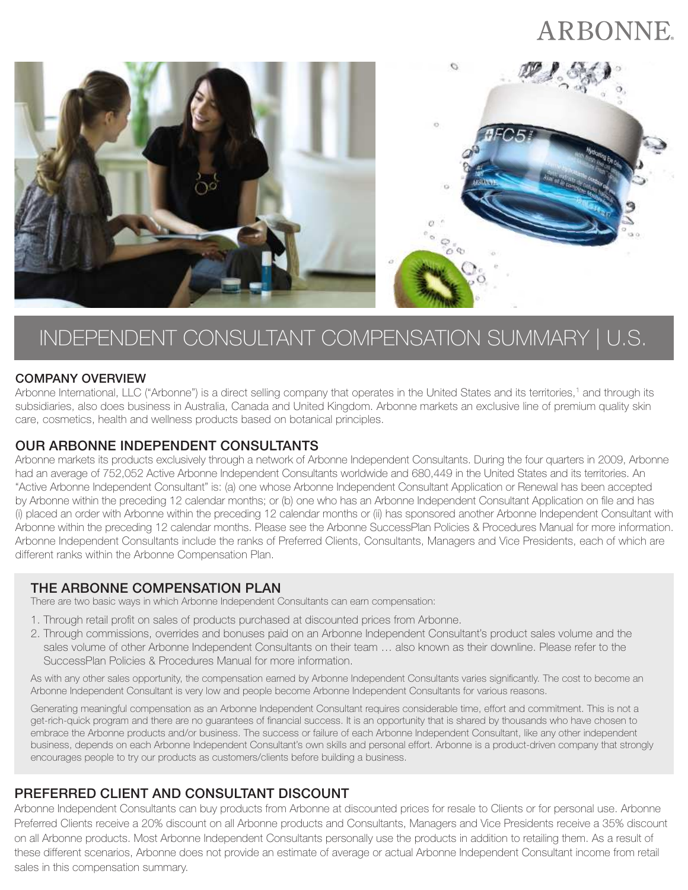ARBONNE

# INDEPENDENT CONSULTANT COMPENSATION SUMMARY | U.S.

## COMPANY OVERVIEW

Arbonne International, LLC ("Arbonne") is a direct selling company that operates in the United States and its territories,[1] and through its subsidiaries, also does business in Australia, Canada and United Kingdom. Arbonne markets an exclusive line of premium quality skin care, cosmetics, health and wellness products based on botanical principles.

## OUR ARBONNE INDEPENDENT CONSULTANTS

Arbonne markets its products exclusively through a network of Arbonne Independent Consultants. During the four quarters in 2009, Arbonne had an average of 752,052 Active Arbonne Independent Consultants worldwide and 680,449 in the United States and its territories. An "Active Arbonne Independent Consultant" is: (a) one whose Arbonne Independent Consultant Application or Renewal has been accepted by Arbonne within the preceding 12 calendar months; or (b) one who has an Arbonne Independent Consultant Application on file and has (i) placed an order with Arbonne within the preceding 12 calendar months or (ii) has sponsored another Arbonne Independent Consultant with Arbonne within the preceding 12 calendar months. Please see the Arbonne SuccessPlan Policies & Procedures Manual for more information. Arbonne Independent Consultants include the ranks of Preferred Clients, Consultants, Managers and Vice Presidents, each of which are different ranks within the Arbonne Compensation Plan.

## THE ARBONNE COMPENSATION PLAN

There are two basic ways in which Arbonne Independent Consultants can earn compensation:

1. Through retail profit on sales of products purchased at discounted prices from Arbonne.
2. Through commissions, overrides and bonuses paid on an Arbonne Independent Consultant's product sales volume and the sales volume of other Arbonne Independent Consultants on their team … also known as their downline. Please refer to the SuccessPlan Policies & Procedures Manual for more information.

As with any other sales opportunity, the compensation earned by Arbonne Independent Consultants varies significantly. The cost to become an Arbonne Independent Consultant is very low and people become Arbonne Independent Consultants for various reasons.

Generating meaningful compensation as an Arbonne Independent Consultant requires considerable time, effort and commitment. This is not a get-rich-quick program and there are no guarantees of financial success. It is an opportunity that is shared by thousands who have chosen to embrace the Arbonne products and/or business. The success or failure of each Arbonne Independent Consultant, like any other independent business, depends on each Arbonne Independent Consultant's own skills and personal effort. Arbonne is a product-driven company that strongly encourages people to try our products as customers/clients before building a business.

## PREFERRED CLIENT AND CONSULTANT DISCOUNT

Arbonne Independent Consultants can buy products from Arbonne at discounted prices for resale to Clients or for personal use. Arbonne Preferred Clients receive a 20% discount on all Arbonne products and Consultants, Managers and Vice Presidents receive a 35% discount on all Arbonne products. Most Arbonne Independent Consultants personally use the products in addition to retailing them. As a result of these different scenarios, Arbonne does not provide an estimate of average or actual Arbonne Independent Consultant income from retail sales in this compensation summary.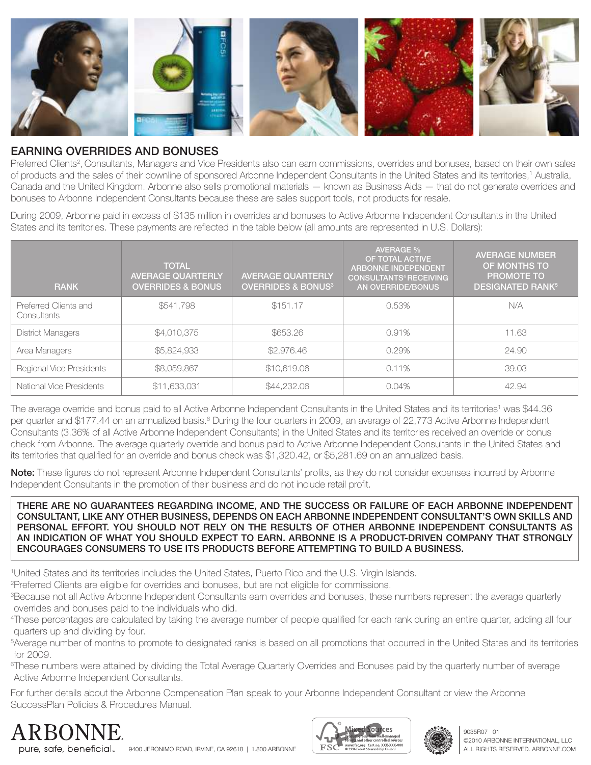## EARNING OVERRIDES AND BONUSES

Preferred Clients[2], Consultants, Managers and Vice Presidents also can earn commissions, overrides and bonuses, based on their own sales of products and the sales of their downline of sponsored Arbonne Independent Consultants in the United States and its territories,[1] Australia, Canada and the United Kingdom. Arbonne also sells promotional materials — known as Business Aids — that do not generate overrides and bonuses to Arbonne Independent Consultants because these are sales support tools, not products for resale.

During 2009, Arbonne paid in excess of $135 million in overrides and bonuses to Active Arbonne Independent Consultants in the United States and its territories. These payments are reflected in the table below (all amounts are represented in U.S. Dollars):

| RANK | TOTAL AVERAGE QUARTERLY OVERRIDES & BONUS | AVERAGE QUARTERLY OVERRIDES & BONUS[3] | AVERAGE % OF TOTAL ACTIVE ARBONNE INDEPENDENT CONSULTANTS[4] RECEIVING AN OVERRIDE/BONUS | AVERAGE NUMBER OF MONTHS TO PROMOTE TO DESIGNATED RANK[5] |
|---|---|---|---|---|
| Preferred Clients and Consultants | $541,798 | $151.17 | 0.53% | N/A |
| District Managers | $4,010,375 | $653.26 | 0.91% | 11.63 |
| Area Managers | $5,824,933 | $2,976.46 | 0.29% | 24.90 |
| Regional Vice Presidents | $8,059,867 | $10,619.06 | 0.11% | 39.03 |
| National Vice Presidents | $11,633,031 | $44,232.06 | 0.04% | 42.94 |

The average override and bonus paid to all Active Arbonne Independent Consultants in the United States and its territories[1] was $44.36 per quarter and $177.44 on an annualized basis.[6] During the four quarters in 2009, an average of 22,773 Active Arbonne Independent Consultants (3.36% of all Active Arbonne Independent Consultants) in the United States and its territories received an override or bonus check from Arbonne. The average quarterly override and bonus paid to Active Arbonne Independent Consultants in the United States and its territories that qualified for an override and bonus check was $1,320.42, or $5,281.69 on an annualized basis.

**Note:** These figures do not represent Arbonne Independent Consultants' profits, as they do not consider expenses incurred by Arbonne Independent Consultants in the promotion of their business and do not include retail profit.

**THERE ARE NO GUARANTEES REGARDING INCOME, AND THE SUCCESS OR FAILURE OF EACH ARBONNE INDEPENDENT CONSULTANT, LIKE ANY OTHER BUSINESS, DEPENDS ON EACH ARBONNE INDEPENDENT CONSULTANT'S OWN SKILLS AND PERSONAL EFFORT. YOU SHOULD NOT RELY ON THE RESULTS OF OTHER ARBONNE INDEPENDENT CONSULTANTS AS AN INDICATION OF WHAT YOU SHOULD EXPECT TO EARN. ARBONNE IS A PRODUCT-DRIVEN COMPANY THAT STRONGLY ENCOURAGES CONSUMERS TO USE ITS PRODUCTS BEFORE ATTEMPTING TO BUILD A BUSINESS.**

[1]United States and its territories includes the United States, Puerto Rico and the U.S. Virgin Islands.

[2]Preferred Clients are eligible for overrides and bonuses, but are not eligible for commissions.

[3]Because not all Active Arbonne Independent Consultants earn overrides and bonuses, these numbers represent the average quarterly overrides and bonuses paid to the individuals who did.

[4]These percentages are calculated by taking the average number of people qualified for each rank during an entire quarter, adding all four quarters up and dividing by four.

[5]Average number of months to promote to designated ranks is based on all promotions that occurred in the United States and its territories for 2009.

[6]These numbers were attained by dividing the Total Average Quarterly Overrides and Bonuses paid by the quarterly number of average Active Arbonne Independent Consultants.

For further details about the Arbonne Compensation Plan speak to your Arbonne Independent Consultant or view the Arbonne SuccessPlan Policies & Procedures Manual.

ARBONNE

pure, safe, beneficial.

9400 JERONIMO ROAD, IRVINE, CA 92618 | 1.800.ARBONNE

9035R07 01
©2010 ARBONNE INTERNATIONAL, LLC
ALL RIGHTS RESERVED. ARBONNE.COM